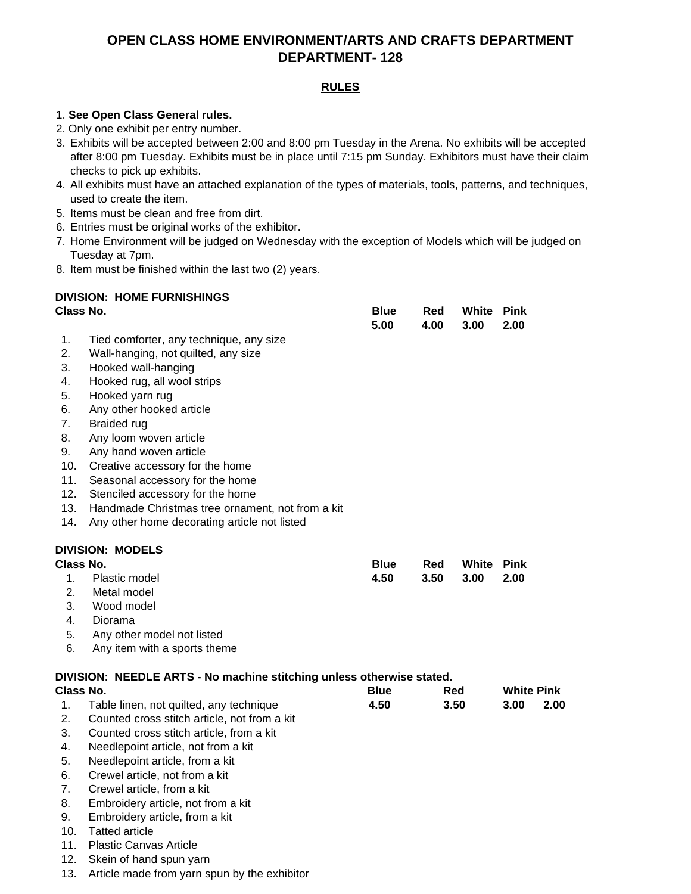# OPEN CLASS HOME ENVIRONMENT/ARTS AND CRAFTS DEPARTMENT
# DEPARTMENT- 128

## RULES

1. **See Open Class General rules.**
2. Only one exhibit per entry number.
3. Exhibits will be accepted between 2:00 and 8:00 pm Tuesday in the Arena. No exhibits will be accepted after 8:00 pm Tuesday. Exhibits must be in place until 7:15 pm Sunday. Exhibitors must have their claim checks to pick up exhibits.
4. All exhibits must have an attached explanation of the types of materials, tools, patterns, and techniques, used to create the item.
5. Items must be clean and free from dirt.
6. Entries must be original works of the exhibitor.
7. Home Environment will be judged on Wednesday with the exception of Models which will be judged on Tuesday at 7pm.
8. Item must be finished within the last two (2) years.

### DIVISION: HOME FURNISHINGS

| Class No. | | Blue | Red | White | Pink |
|---|---|---|---|---|---|
| | | 5.00 | 4.00 | 3.00 | 2.00 |
| 1. | Tied comforter, any technique, any size | | | | |
| 2. | Wall-hanging, not quilted, any size | | | | |
| 3. | Hooked wall-hanging | | | | |
| 4. | Hooked rug, all wool strips | | | | |
| 5. | Hooked yarn rug | | | | |
| 6. | Any other hooked article | | | | |
| 7. | Braided rug | | | | |
| 8. | Any loom woven article | | | | |
| 9. | Any hand woven article | | | | |
| 10. | Creative accessory for the home | | | | |
| 11. | Seasonal accessory for the home | | | | |
| 12. | Stenciled accessory for the home | | | | |
| 13. | Handmade Christmas tree ornament, not from a kit | | | | |
| 14. | Any other home decorating article not listed | | | | |

### DIVISION: MODELS

| Class No. | | Blue | Red | White | Pink |
|---|---|---|---|---|---|
| 1. | Plastic model | 4.50 | 3.50 | 3.00 | 2.00 |
| 2. | Metal model | | | | |
| 3. | Wood model | | | | |
| 4. | Diorama | | | | |
| 5. | Any other model not listed | | | | |
| 6. | Any item with a sports theme | | | | |

### DIVISION: NEEDLE ARTS - No machine stitching unless otherwise stated.

| Class No. | | Blue | Red | White | Pink |
|---|---|---|---|---|---|
| 1. | Table linen, not quilted, any technique | 4.50 | 3.50 | 3.00 | 2.00 |
| 2. | Counted cross stitch article, not from a kit | | | | |
| 3. | Counted cross stitch article, from a kit | | | | |
| 4. | Needlepoint article, not from a kit | | | | |
| 5. | Needlepoint article, from a kit | | | | |
| 6. | Crewel article, not from a kit | | | | |
| 7. | Crewel article, from a kit | | | | |
| 8. | Embroidery article, not from a kit | | | | |
| 9. | Embroidery article, from a kit | | | | |
| 10. | Tatted article | | | | |
| 11. | Plastic Canvas Article | | | | |
| 12. | Skein of hand spun yarn | | | | |
| 13. | Article made from yarn spun by the exhibitor | | | | |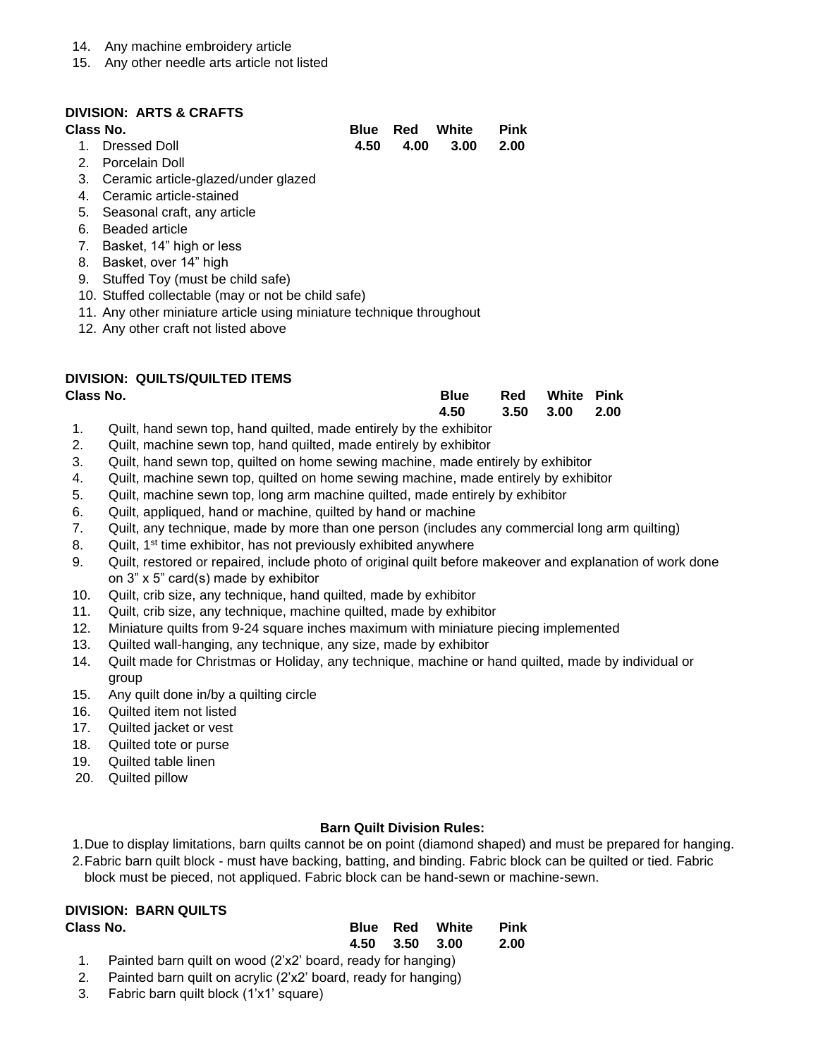14. Any machine embroidery article
15. Any other needle arts article not listed

**DIVISION: ARTS & CRAFTS**

| Class No. | Blue | Red | White | Pink |
|---|---|---|---|---|
| 1. Dressed Doll | 4.50 | 4.00 | 3.00 | 2.00 |

2. Porcelain Doll
3. Ceramic article-glazed/under glazed
4. Ceramic article-stained
5. Seasonal craft, any article
6. Beaded article
7. Basket, 14" high or less
8. Basket, over 14" high
9. Stuffed Toy (must be child safe)
10. Stuffed collectable (may or not be child safe)
11. Any other miniature article using miniature technique throughout
12. Any other craft not listed above

**DIVISION: QUILTS/QUILTED ITEMS**

| Class No. | Blue | Red | White | Pink |
|---|---|---|---|---|
| | 4.50 | 3.50 | 3.00 | 2.00 |

1. Quilt, hand sewn top, hand quilted, made entirely by the exhibitor
2. Quilt, machine sewn top, hand quilted, made entirely by exhibitor
3. Quilt, hand sewn top, quilted on home sewing machine, made entirely by exhibitor
4. Quilt, machine sewn top, quilted on home sewing machine, made entirely by exhibitor
5. Quilt, machine sewn top, long arm machine quilted, made entirely by exhibitor
6. Quilt, appliqued, hand or machine, quilted by hand or machine
7. Quilt, any technique, made by more than one person (includes any commercial long arm quilting)
8. Quilt, 1st time exhibitor, has not previously exhibited anywhere
9. Quilt, restored or repaired, include photo of original quilt before makeover and explanation of work done on 3" x 5" card(s) made by exhibitor
10. Quilt, crib size, any technique, hand quilted, made by exhibitor
11. Quilt, crib size, any technique, machine quilted, made by exhibitor
12. Miniature quilts from 9-24 square inches maximum with miniature piecing implemented
13. Quilted wall-hanging, any technique, any size, made by exhibitor
14. Quilt made for Christmas or Holiday, any technique, machine or hand quilted, made by individual or group
15. Any quilt done in/by a quilting circle
16. Quilted item not listed
17. Quilted jacket or vest
18. Quilted tote or purse
19. Quilted table linen
20. Quilted pillow

**Barn Quilt Division Rules:**

1. Due to display limitations, barn quilts cannot be on point (diamond shaped) and must be prepared for hanging.
2. Fabric barn quilt block - must have backing, batting, and binding. Fabric block can be quilted or tied. Fabric block must be pieced, not appliqued. Fabric block can be hand-sewn or machine-sewn.

**DIVISION: BARN QUILTS**

| Class No. | Blue | Red | White | Pink |
|---|---|---|---|---|
| | 4.50 | 3.50 | 3.00 | 2.00 |

1. Painted barn quilt on wood (2'x2' board, ready for hanging)
2. Painted barn quilt on acrylic (2'x2' board, ready for hanging)
3. Fabric barn quilt block (1'x1' square)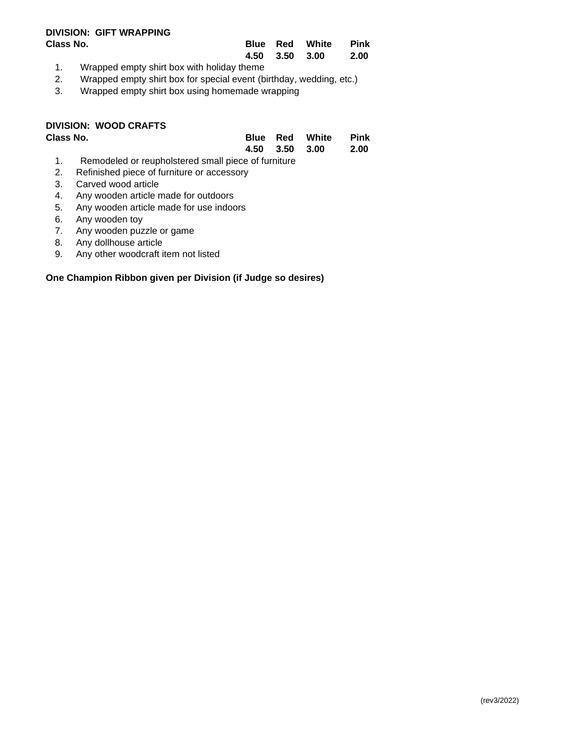**DIVISION: GIFT WRAPPING**

| Class No. | Blue | Red | White | Pink |
|---|---|---|---|---|
| | 4.50 | 3.50 | 3.00 | 2.00 |

1. Wrapped empty shirt box with holiday theme
2. Wrapped empty shirt box for special event (birthday, wedding, etc.)
3. Wrapped empty shirt box using homemade wrapping

**DIVISION: WOOD CRAFTS**

| Class No. | Blue | Red | White | Pink |
|---|---|---|---|---|
| | 4.50 | 3.50 | 3.00 | 2.00 |

1. Remodeled or reupholstered small piece of furniture
2. Refinished piece of furniture or accessory
3. Carved wood article
4. Any wooden article made for outdoors
5. Any wooden article made for use indoors
6. Any wooden toy
7. Any wooden puzzle or game
8. Any dollhouse article
9. Any other woodcraft item not listed

**One Champion Ribbon given per Division (if Judge so desires)**

(rev3/2022)